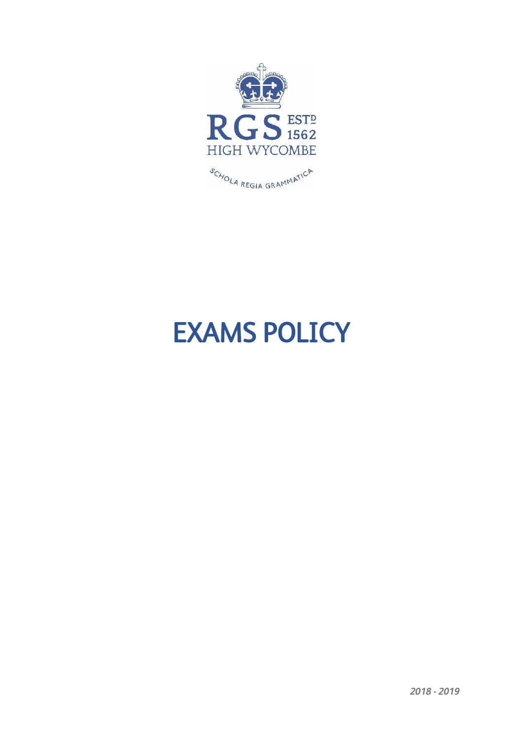RGS ESTD 1562
HIGH WYCOMBE

SCHOLA REGIA GRAMMATICA

# EXAMS POLICY

***2018 - 2019***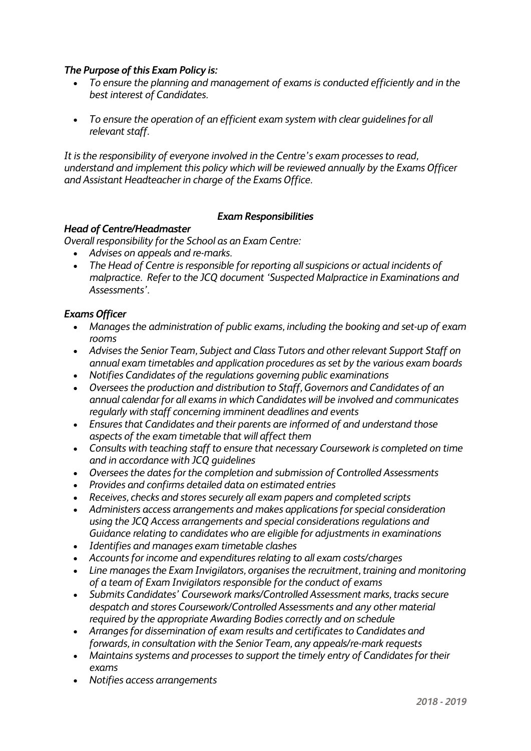***The Purpose of this Exam Policy is:***

- *To ensure the planning and management of exams is conducted efficiently and in the best interest of Candidates.*
- *To ensure the operation of an efficient exam system with clear guidelines for all relevant staff.*

*It is the responsibility of everyone involved in the Centre's exam processes to read, understand and implement this policy which will be reviewed annually by the Exams Officer and Assistant Headteacher in charge of the Exams Office.*

## ***Exam Responsibilities***

### ***Head of Centre/Headmaster***

*Overall responsibility for the School as an Exam Centre:*

- *Advises on appeals and re-marks.*
- *The Head of Centre is responsible for reporting all suspicions or actual incidents of malpractice. Refer to the JCQ document 'Suspected Malpractice in Examinations and Assessments'.*

### ***Exams Officer***

- *Manages the administration of public exams, including the booking and set-up of exam rooms*
- *Advises the Senior Team, Subject and Class Tutors and other relevant Support Staff on annual exam timetables and application procedures as set by the various exam boards*
- *Notifies Candidates of the regulations governing public examinations*
- *Oversees the production and distribution to Staff, Governors and Candidates of an annual calendar for all exams in which Candidates will be involved and communicates regularly with staff concerning imminent deadlines and events*
- *Ensures that Candidates and their parents are informed of and understand those aspects of the exam timetable that will affect them*
- *Consults with teaching staff to ensure that necessary Coursework is completed on time and in accordance with JCQ guidelines*
- *Oversees the dates for the completion and submission of Controlled Assessments*
- *Provides and confirms detailed data on estimated entries*
- *Receives, checks and stores securely all exam papers and completed scripts*
- *Administers access arrangements and makes applications for special consideration using the JCQ Access arrangements and special considerations regulations and Guidance relating to candidates who are eligible for adjustments in examinations*
- *Identifies and manages exam timetable clashes*
- *Accounts for income and expenditures relating to all exam costs/charges*
- *Line manages the Exam Invigilators, organises the recruitment, training and monitoring of a team of Exam Invigilators responsible for the conduct of exams*
- *Submits Candidates' Coursework marks/Controlled Assessment marks, tracks secure despatch and stores Coursework/Controlled Assessments and any other material required by the appropriate Awarding Bodies correctly and on schedule*
- *Arranges for dissemination of exam results and certificates to Candidates and forwards, in consultation with the Senior Team, any appeals/re-mark requests*
- *Maintains systems and processes to support the timely entry of Candidates for their exams*
- *Notifies access arrangements*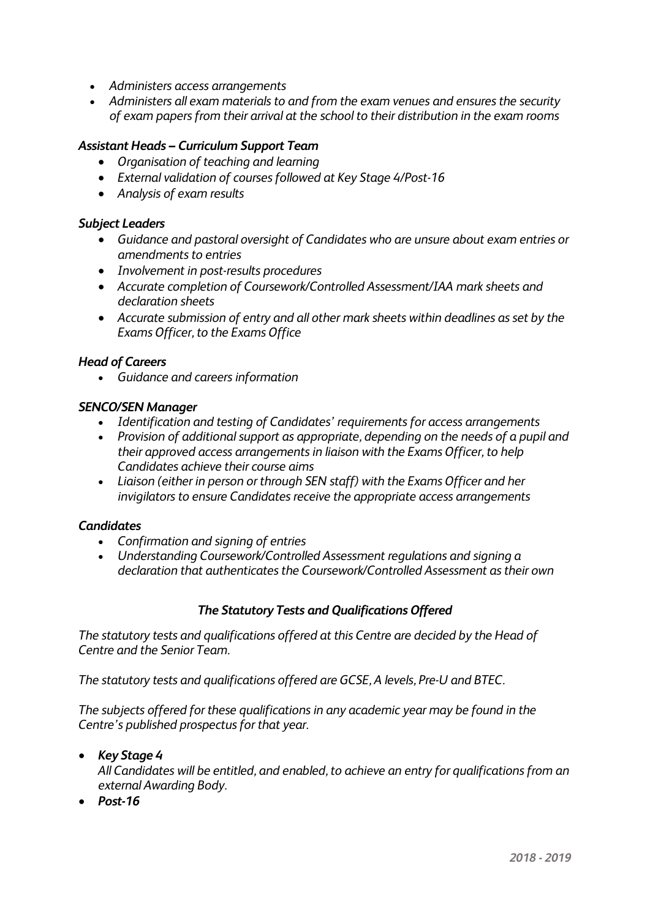- *Administers access arrangements*
- *Administers all exam materials to and from the exam venues and ensures the security of exam papers from their arrival at the school to their distribution in the exam rooms*

***Assistant Heads – Curriculum Support Team***

- *Organisation of teaching and learning*
- *External validation of courses followed at Key Stage 4/Post-16*
- *Analysis of exam results*

***Subject Leaders***

- *Guidance and pastoral oversight of Candidates who are unsure about exam entries or amendments to entries*
- *Involvement in post-results procedures*
- *Accurate completion of Coursework/Controlled Assessment/IAA mark sheets and declaration sheets*
- *Accurate submission of entry and all other mark sheets within deadlines as set by the Exams Officer, to the Exams Office*

***Head of Careers***

- *Guidance and careers information*

***SENCO/SEN Manager***

- *Identification and testing of Candidates' requirements for access arrangements*
- *Provision of additional support as appropriate, depending on the needs of a pupil and their approved access arrangements in liaison with the Exams Officer, to help Candidates achieve their course aims*
- *Liaison (either in person or through SEN staff) with the Exams Officer and her invigilators to ensure Candidates receive the appropriate access arrangements*

***Candidates***

- *Confirmation and signing of entries*
- *Understanding Coursework/Controlled Assessment regulations and signing a declaration that authenticates the Coursework/Controlled Assessment as their own*

## ***The Statutory Tests and Qualifications Offered***

*The statutory tests and qualifications offered at this Centre are decided by the Head of Centre and the Senior Team.*

*The statutory tests and qualifications offered are GCSE, A levels, Pre-U and BTEC.*

*The subjects offered for these qualifications in any academic year may be found in the Centre's published prospectus for that year.*

- ***Key Stage 4***

  *All Candidates will be entitled, and enabled, to achieve an entry for qualifications from an external Awarding Body.*
- ***Post-16***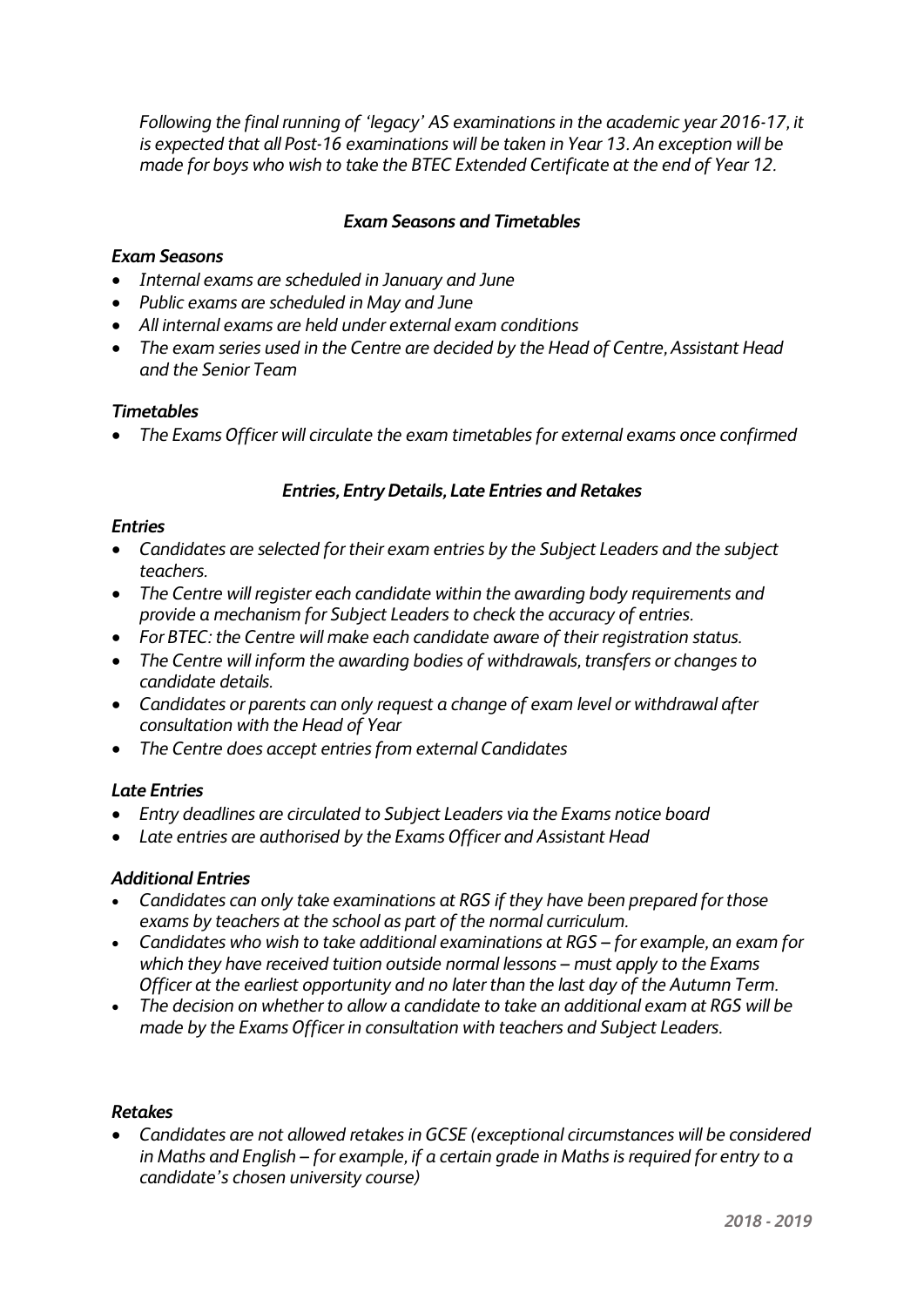*Following the final running of 'legacy' AS examinations in the academic year 2016-17, it is expected that all Post-16 examinations will be taken in Year 13. An exception will be made for boys who wish to take the BTEC Extended Certificate at the end of Year 12.*

### *Exam Seasons and Timetables*

#### *Exam Seasons*

- *Internal exams are scheduled in January and June*
- *Public exams are scheduled in May and June*
- *All internal exams are held under external exam conditions*
- *The exam series used in the Centre are decided by the Head of Centre, Assistant Head and the Senior Team*

#### *Timetables*

- *The Exams Officer will circulate the exam timetables for external exams once confirmed*

### *Entries, Entry Details, Late Entries and Retakes*

#### *Entries*

- *Candidates are selected for their exam entries by the Subject Leaders and the subject teachers.*
- *The Centre will register each candidate within the awarding body requirements and provide a mechanism for Subject Leaders to check the accuracy of entries.*
- *For BTEC: the Centre will make each candidate aware of their registration status.*
- *The Centre will inform the awarding bodies of withdrawals, transfers or changes to candidate details.*
- *Candidates or parents can only request a change of exam level or withdrawal after consultation with the Head of Year*
- *The Centre does accept entries from external Candidates*

#### *Late Entries*

- *Entry deadlines are circulated to Subject Leaders via the Exams notice board*
- *Late entries are authorised by the Exams Officer and Assistant Head*

#### *Additional Entries*

- *Candidates can only take examinations at RGS if they have been prepared for those exams by teachers at the school as part of the normal curriculum.*
- *Candidates who wish to take additional examinations at RGS – for example, an exam for which they have received tuition outside normal lessons – must apply to the Exams Officer at the earliest opportunity and no later than the last day of the Autumn Term.*
- *The decision on whether to allow a candidate to take an additional exam at RGS will be made by the Exams Officer in consultation with teachers and Subject Leaders.*

#### *Retakes*

- *Candidates are not allowed retakes in GCSE (exceptional circumstances will be considered in Maths and English – for example, if a certain grade in Maths is required for entry to a candidate's chosen university course)*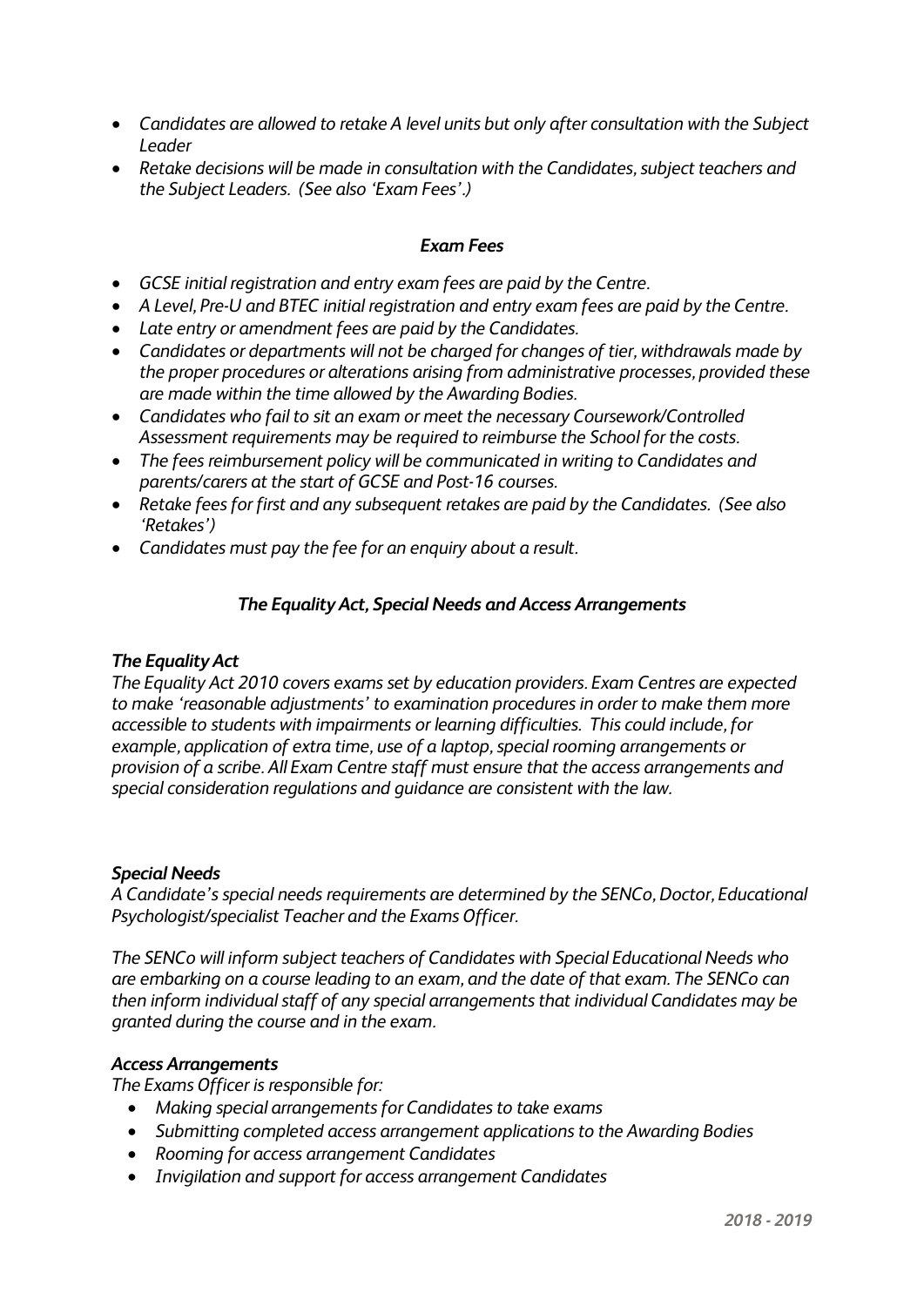- *Candidates are allowed to retake A level units but only after consultation with the Subject Leader*
- *Retake decisions will be made in consultation with the Candidates, subject teachers and the Subject Leaders. (See also 'Exam Fees'.)*

### *Exam Fees*

- *GCSE initial registration and entry exam fees are paid by the Centre.*
- *A Level, Pre-U and BTEC initial registration and entry exam fees are paid by the Centre.*
- *Late entry or amendment fees are paid by the Candidates.*
- *Candidates or departments will not be charged for changes of tier, withdrawals made by the proper procedures or alterations arising from administrative processes, provided these are made within the time allowed by the Awarding Bodies.*
- *Candidates who fail to sit an exam or meet the necessary Coursework/Controlled Assessment requirements may be required to reimburse the School for the costs.*
- *The fees reimbursement policy will be communicated in writing to Candidates and parents/carers at the start of GCSE and Post-16 courses.*
- *Retake fees for first and any subsequent retakes are paid by the Candidates. (See also 'Retakes')*
- *Candidates must pay the fee for an enquiry about a result.*

### *The Equality Act, Special Needs and Access Arrangements*

#### *The Equality Act*

*The Equality Act 2010 covers exams set by education providers. Exam Centres are expected to make 'reasonable adjustments' to examination procedures in order to make them more accessible to students with impairments or learning difficulties. This could include, for example, application of extra time, use of a laptop, special rooming arrangements or provision of a scribe. All Exam Centre staff must ensure that the access arrangements and special consideration regulations and guidance are consistent with the law.*

#### *Special Needs*

*A Candidate's special needs requirements are determined by the SENCo, Doctor, Educational Psychologist/specialist Teacher and the Exams Officer.*

*The SENCo will inform subject teachers of Candidates with Special Educational Needs who are embarking on a course leading to an exam, and the date of that exam. The SENCo can then inform individual staff of any special arrangements that individual Candidates may be granted during the course and in the exam.*

#### *Access Arrangements*

*The Exams Officer is responsible for:*

- *Making special arrangements for Candidates to take exams*
- *Submitting completed access arrangement applications to the Awarding Bodies*
- *Rooming for access arrangement Candidates*
- *Invigilation and support for access arrangement Candidates*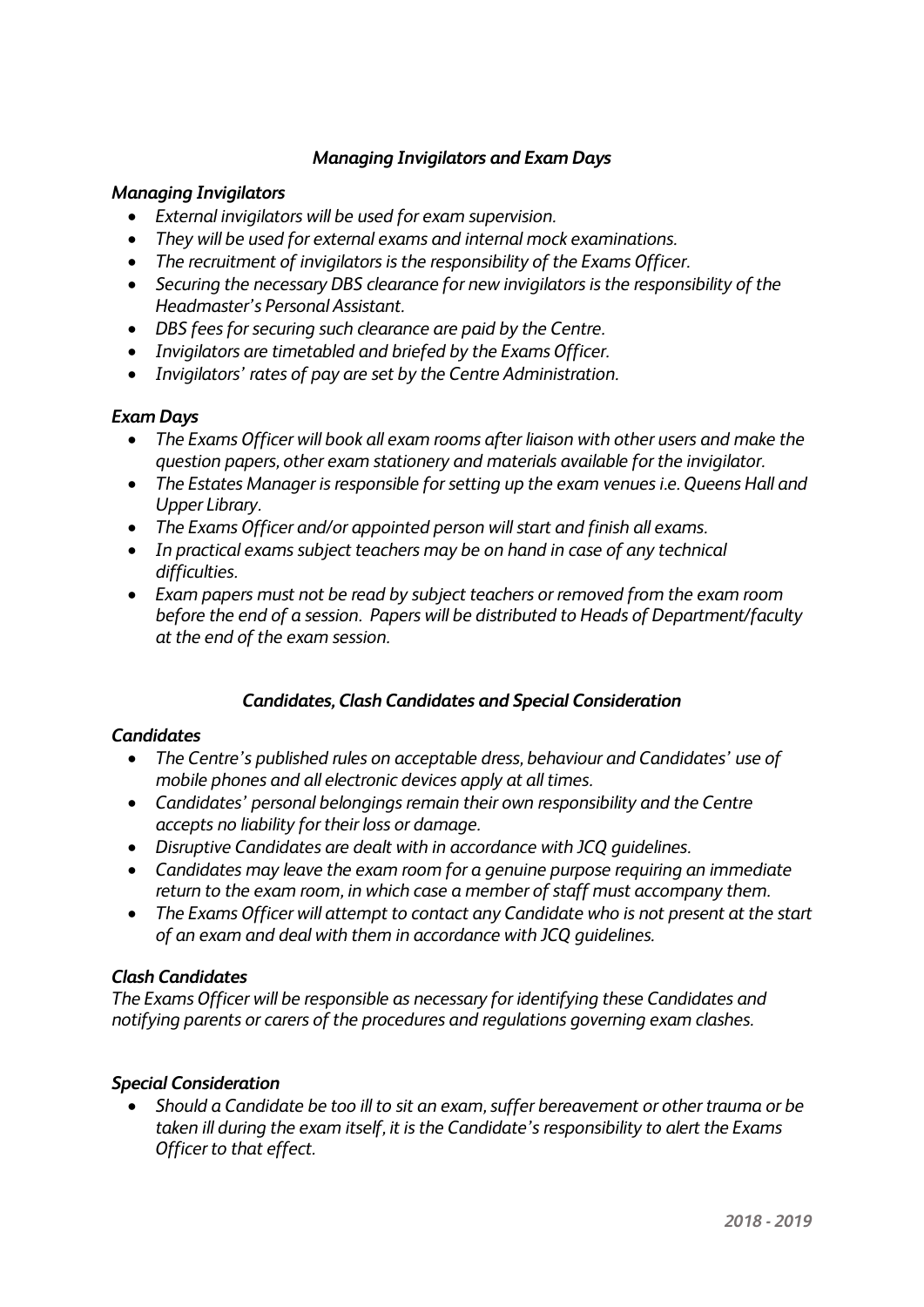## *Managing Invigilators and Exam Days*

### *Managing Invigilators*

- *External invigilators will be used for exam supervision.*
- *They will be used for external exams and internal mock examinations.*
- *The recruitment of invigilators is the responsibility of the Exams Officer.*
- *Securing the necessary DBS clearance for new invigilators is the responsibility of the Headmaster's Personal Assistant.*
- *DBS fees for securing such clearance are paid by the Centre.*
- *Invigilators are timetabled and briefed by the Exams Officer.*
- *Invigilators' rates of pay are set by the Centre Administration.*

### *Exam Days*

- *The Exams Officer will book all exam rooms after liaison with other users and make the question papers, other exam stationery and materials available for the invigilator.*
- *The Estates Manager is responsible for setting up the exam venues i.e. Queens Hall and Upper Library.*
- *The Exams Officer and/or appointed person will start and finish all exams.*
- *In practical exams subject teachers may be on hand in case of any technical difficulties.*
- *Exam papers must not be read by subject teachers or removed from the exam room before the end of a session. Papers will be distributed to Heads of Department/faculty at the end of the exam session.*

## *Candidates, Clash Candidates and Special Consideration*

### *Candidates*

- *The Centre's published rules on acceptable dress, behaviour and Candidates' use of mobile phones and all electronic devices apply at all times.*
- *Candidates' personal belongings remain their own responsibility and the Centre accepts no liability for their loss or damage.*
- *Disruptive Candidates are dealt with in accordance with JCQ guidelines.*
- *Candidates may leave the exam room for a genuine purpose requiring an immediate return to the exam room, in which case a member of staff must accompany them.*
- *The Exams Officer will attempt to contact any Candidate who is not present at the start of an exam and deal with them in accordance with JCQ guidelines.*

### *Clash Candidates*

*The Exams Officer will be responsible as necessary for identifying these Candidates and notifying parents or carers of the procedures and regulations governing exam clashes.*

### *Special Consideration*

- *Should a Candidate be too ill to sit an exam, suffer bereavement or other trauma or be taken ill during the exam itself, it is the Candidate's responsibility to alert the Exams Officer to that effect.*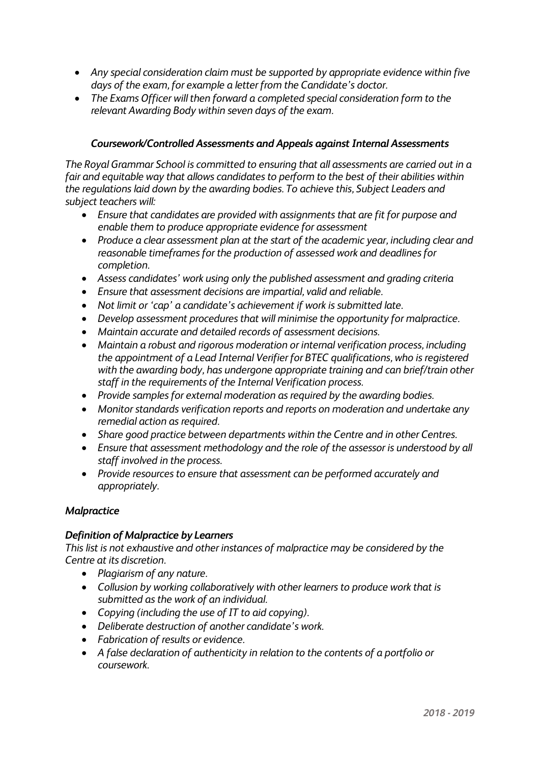- *Any special consideration claim must be supported by appropriate evidence within five days of the exam, for example a letter from the Candidate's doctor.*
- *The Exams Officer will then forward a completed special consideration form to the relevant Awarding Body within seven days of the exam.*

### *Coursework/Controlled Assessments and Appeals against Internal Assessments*

*The Royal Grammar School is committed to ensuring that all assessments are carried out in a fair and equitable way that allows candidates to perform to the best of their abilities within the regulations laid down by the awarding bodies. To achieve this, Subject Leaders and subject teachers will:*

- *Ensure that candidates are provided with assignments that are fit for purpose and enable them to produce appropriate evidence for assessment*
- *Produce a clear assessment plan at the start of the academic year, including clear and reasonable timeframes for the production of assessed work and deadlines for completion.*
- *Assess candidates' work using only the published assessment and grading criteria*
- *Ensure that assessment decisions are impartial, valid and reliable.*
- *Not limit or 'cap' a candidate's achievement if work is submitted late.*
- *Develop assessment procedures that will minimise the opportunity for malpractice.*
- *Maintain accurate and detailed records of assessment decisions.*
- *Maintain a robust and rigorous moderation or internal verification process, including the appointment of a Lead Internal Verifier for BTEC qualifications, who is registered with the awarding body, has undergone appropriate training and can brief/train other staff in the requirements of the Internal Verification process.*
- *Provide samples for external moderation as required by the awarding bodies.*
- *Monitor standards verification reports and reports on moderation and undertake any remedial action as required.*
- *Share good practice between departments within the Centre and in other Centres.*
- *Ensure that assessment methodology and the role of the assessor is understood by all staff involved in the process.*
- *Provide resources to ensure that assessment can be performed accurately and appropriately.*

### *Malpractice*

#### *Definition of Malpractice by Learners*

*This list is not exhaustive and other instances of malpractice may be considered by the Centre at its discretion.*

- *Plagiarism of any nature.*
- *Collusion by working collaboratively with other learners to produce work that is submitted as the work of an individual.*
- *Copying (including the use of IT to aid copying).*
- *Deliberate destruction of another candidate's work.*
- *Fabrication of results or evidence.*
- *A false declaration of authenticity in relation to the contents of a portfolio or coursework.*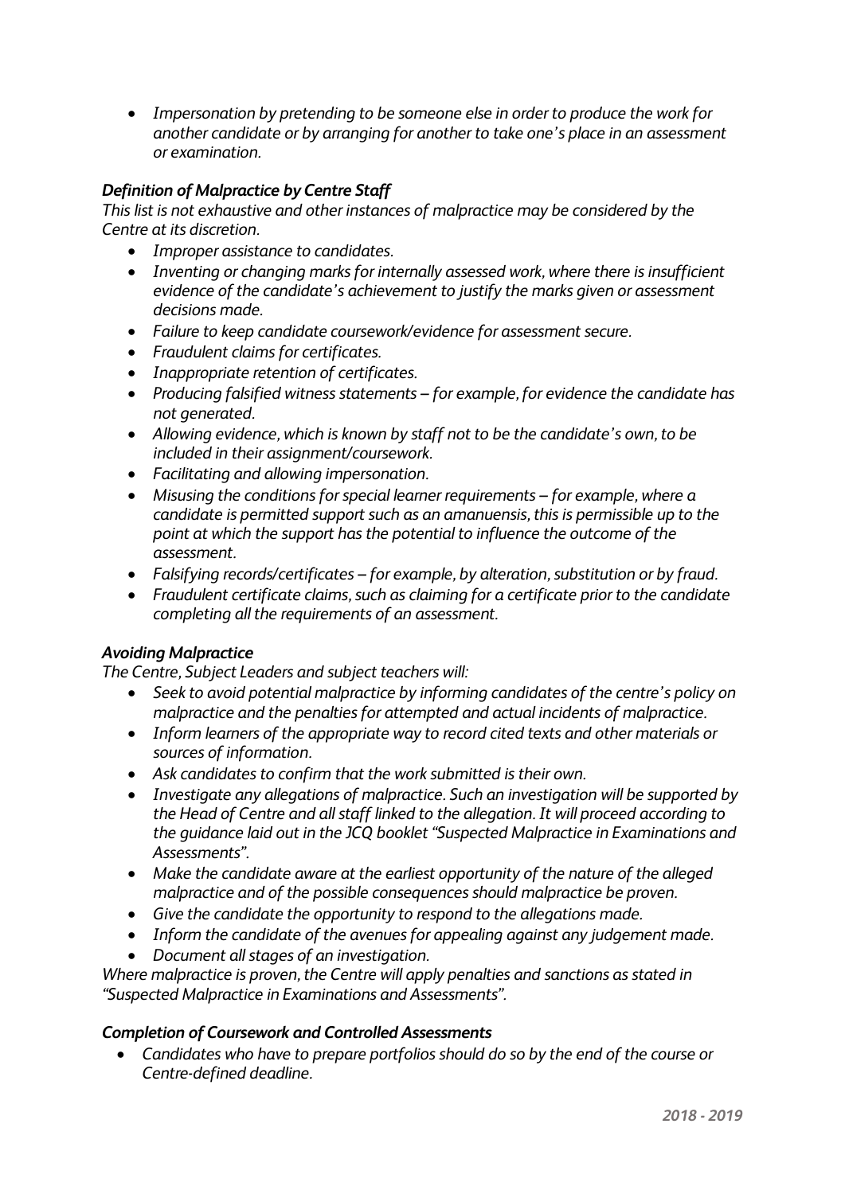- *Impersonation by pretending to be someone else in order to produce the work for another candidate or by arranging for another to take one's place in an assessment or examination.*

### *Definition of Malpractice by Centre Staff*

*This list is not exhaustive and other instances of malpractice may be considered by the Centre at its discretion.*

- *Improper assistance to candidates.*
- *Inventing or changing marks for internally assessed work, where there is insufficient evidence of the candidate's achievement to justify the marks given or assessment decisions made.*
- *Failure to keep candidate coursework/evidence for assessment secure.*
- *Fraudulent claims for certificates.*
- *Inappropriate retention of certificates.*
- *Producing falsified witness statements – for example, for evidence the candidate has not generated.*
- *Allowing evidence, which is known by staff not to be the candidate's own, to be included in their assignment/coursework.*
- *Facilitating and allowing impersonation.*
- *Misusing the conditions for special learner requirements – for example, where a candidate is permitted support such as an amanuensis, this is permissible up to the point at which the support has the potential to influence the outcome of the assessment.*
- *Falsifying records/certificates – for example, by alteration, substitution or by fraud.*
- *Fraudulent certificate claims, such as claiming for a certificate prior to the candidate completing all the requirements of an assessment.*

### *Avoiding Malpractice*

*The Centre, Subject Leaders and subject teachers will:*

- *Seek to avoid potential malpractice by informing candidates of the centre's policy on malpractice and the penalties for attempted and actual incidents of malpractice.*
- *Inform learners of the appropriate way to record cited texts and other materials or sources of information.*
- *Ask candidates to confirm that the work submitted is their own.*
- *Investigate any allegations of malpractice. Such an investigation will be supported by the Head of Centre and all staff linked to the allegation. It will proceed according to the guidance laid out in the JCQ booklet "Suspected Malpractice in Examinations and Assessments".*
- *Make the candidate aware at the earliest opportunity of the nature of the alleged malpractice and of the possible consequences should malpractice be proven.*
- *Give the candidate the opportunity to respond to the allegations made.*
- *Inform the candidate of the avenues for appealing against any judgement made.*
- *Document all stages of an investigation.*

*Where malpractice is proven, the Centre will apply penalties and sanctions as stated in "Suspected Malpractice in Examinations and Assessments".*

### *Completion of Coursework and Controlled Assessments*

- *Candidates who have to prepare portfolios should do so by the end of the course or Centre-defined deadline.*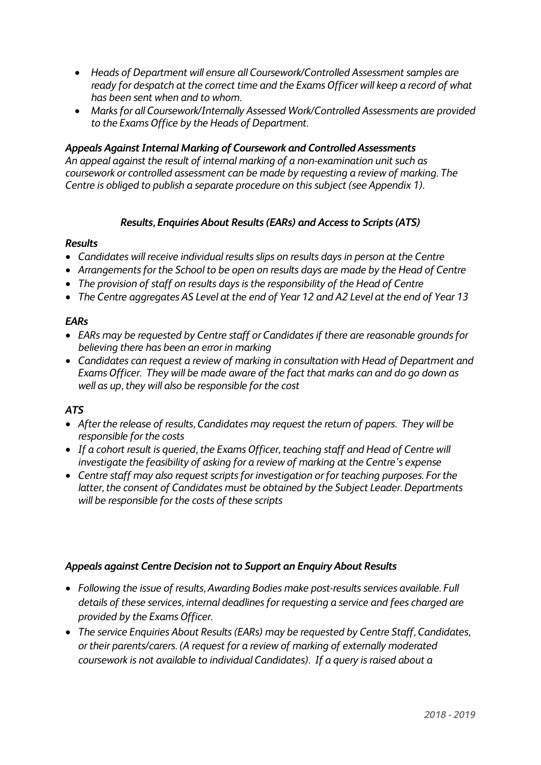- *Heads of Department will ensure all Coursework/Controlled Assessment samples are ready for despatch at the correct time and the Exams Officer will keep a record of what has been sent when and to whom.*
- *Marks for all Coursework/Internally Assessed Work/Controlled Assessments are provided to the Exams Office by the Heads of Department.*

***Appeals Against Internal Marking of Coursework and Controlled Assessments***

*An appeal against the result of internal marking of a non-examination unit such as coursework or controlled assessment can be made by requesting a review of marking. The Centre is obliged to publish a separate procedure on this subject (see Appendix 1).*

### ***Results, Enquiries About Results (EARs) and Access to Scripts (ATS)***

***Results***

- *Candidates will receive individual results slips on results days in person at the Centre*
- *Arrangements for the School to be open on results days are made by the Head of Centre*
- *The provision of staff on results days is the responsibility of the Head of Centre*
- *The Centre aggregates AS Level at the end of Year 12 and A2 Level at the end of Year 13*

***EARs***

- *EARs may be requested by Centre staff or Candidates if there are reasonable grounds for believing there has been an error in marking*
- *Candidates can request a review of marking in consultation with Head of Department and Exams Officer. They will be made aware of the fact that marks can and do go down as well as up, they will also be responsible for the cost*

***ATS***

- *After the release of results, Candidates may request the return of papers. They will be responsible for the costs*
- *If a cohort result is queried, the Exams Officer, teaching staff and Head of Centre will investigate the feasibility of asking for a review of marking at the Centre's expense*
- *Centre staff may also request scripts for investigation or for teaching purposes. For the latter, the consent of Candidates must be obtained by the Subject Leader. Departments will be responsible for the costs of these scripts*

***Appeals against Centre Decision not to Support an Enquiry About Results***

- *Following the issue of results, Awarding Bodies make post-results services available. Full details of these services, internal deadlines for requesting a service and fees charged are provided by the Exams Officer.*
- *The service Enquiries About Results (EARs) may be requested by Centre Staff, Candidates, or their parents/carers. (A request for a review of marking of externally moderated coursework is not available to individual Candidates). If a query is raised about a*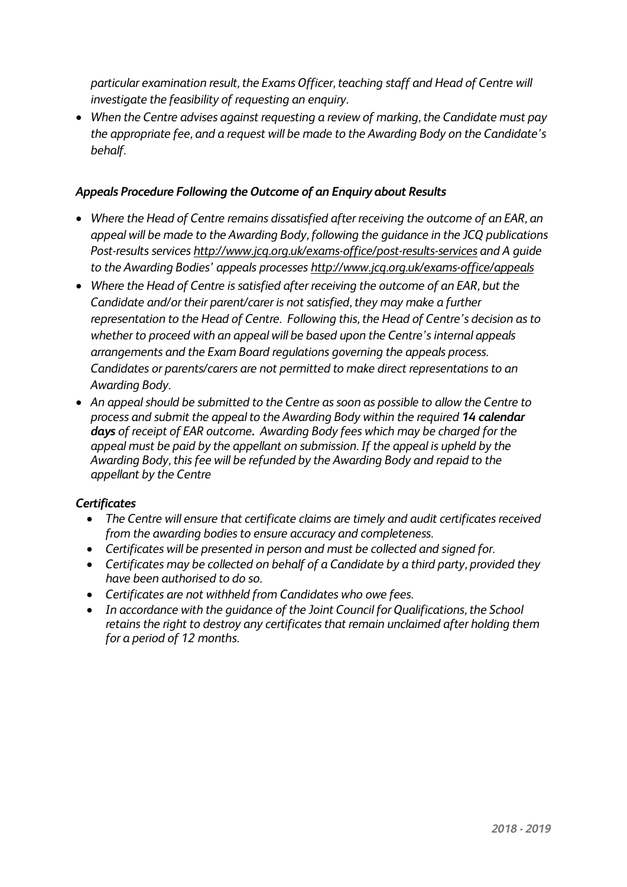*particular examination result, the Exams Officer, teaching staff and Head of Centre will investigate the feasibility of requesting an enquiry.*

- *When the Centre advises against requesting a review of marking, the Candidate must pay the appropriate fee, and a request will be made to the Awarding Body on the Candidate's behalf.*

### *Appeals Procedure Following the Outcome of an Enquiry about Results*

- *Where the Head of Centre remains dissatisfied after receiving the outcome of an EAR, an appeal will be made to the Awarding Body, following the guidance in the JCQ publications Post-results services http://www.jcq.org.uk/exams-office/post-results-services and A guide to the Awarding Bodies' appeals processes http://www.jcq.org.uk/exams-office/appeals*
- *Where the Head of Centre is satisfied after receiving the outcome of an EAR, but the Candidate and/or their parent/carer is not satisfied, they may make a further representation to the Head of Centre. Following this, the Head of Centre's decision as to whether to proceed with an appeal will be based upon the Centre's internal appeals arrangements and the Exam Board regulations governing the appeals process. Candidates or parents/carers are not permitted to make direct representations to an Awarding Body.*
- *An appeal should be submitted to the Centre as soon as possible to allow the Centre to process and submit the appeal to the Awarding Body within the required **14 calendar days** of receipt of EAR outcome. Awarding Body fees which may be charged for the appeal must be paid by the appellant on submission. If the appeal is upheld by the Awarding Body, this fee will be refunded by the Awarding Body and repaid to the appellant by the Centre*

### *Certificates*

- *The Centre will ensure that certificate claims are timely and audit certificates received from the awarding bodies to ensure accuracy and completeness.*
- *Certificates will be presented in person and must be collected and signed for.*
- *Certificates may be collected on behalf of a Candidate by a third party, provided they have been authorised to do so.*
- *Certificates are not withheld from Candidates who owe fees.*
- *In accordance with the guidance of the Joint Council for Qualifications, the School retains the right to destroy any certificates that remain unclaimed after holding them for a period of 12 months.*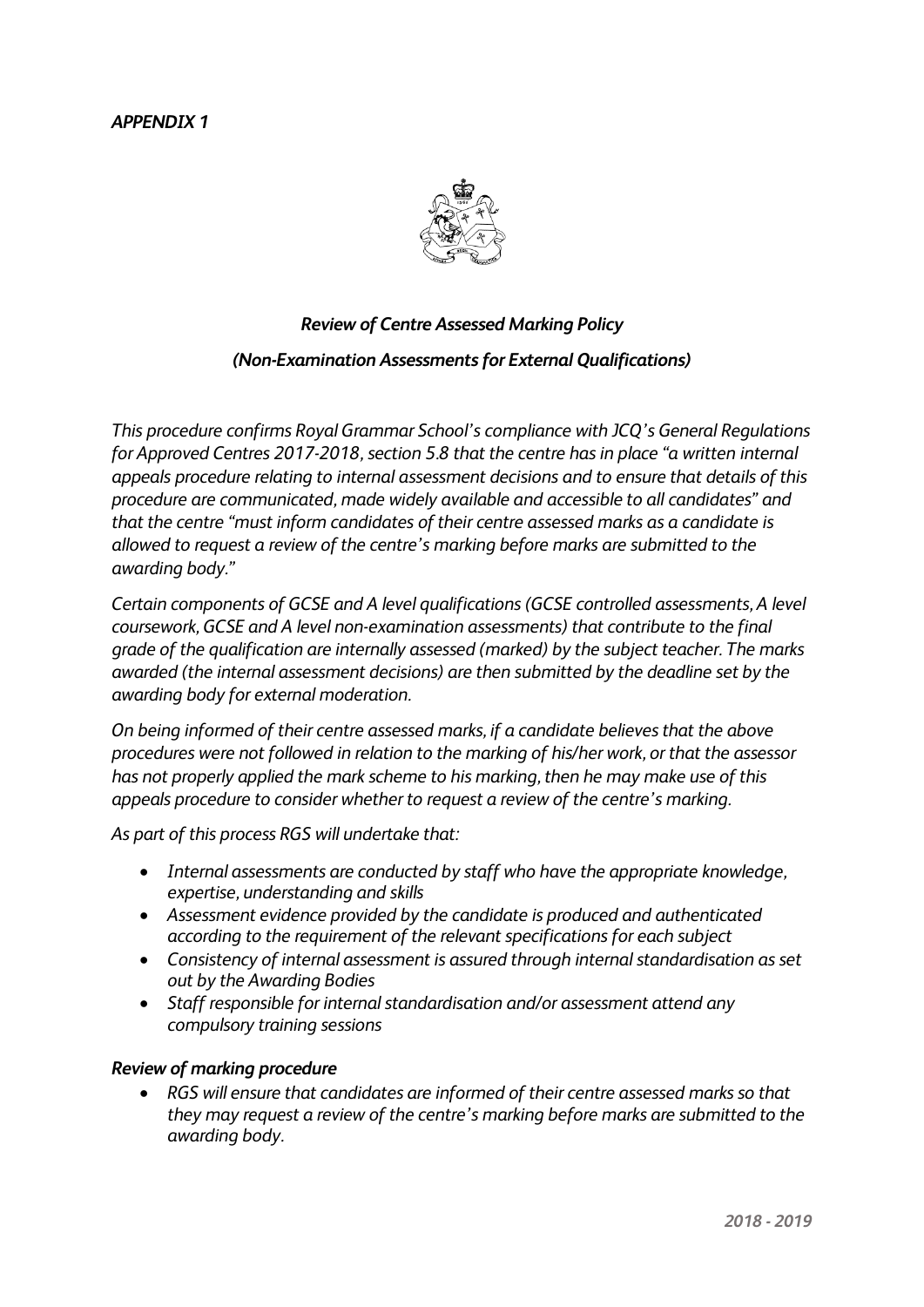*APPENDIX 1*

## *Review of Centre Assessed Marking Policy*

### *(Non-Examination Assessments for External Qualifications)*

*This procedure confirms Royal Grammar School's compliance with JCQ's General Regulations for Approved Centres 2017-2018, section 5.8 that the centre has in place "a written internal appeals procedure relating to internal assessment decisions and to ensure that details of this procedure are communicated, made widely available and accessible to all candidates" and that the centre "must inform candidates of their centre assessed marks as a candidate is allowed to request a review of the centre's marking before marks are submitted to the awarding body."*

*Certain components of GCSE and A level qualifications (GCSE controlled assessments, A level coursework, GCSE and A level non-examination assessments) that contribute to the final grade of the qualification are internally assessed (marked) by the subject teacher. The marks awarded (the internal assessment decisions) are then submitted by the deadline set by the awarding body for external moderation.*

*On being informed of their centre assessed marks, if a candidate believes that the above procedures were not followed in relation to the marking of his/her work, or that the assessor has not properly applied the mark scheme to his marking, then he may make use of this appeals procedure to consider whether to request a review of the centre's marking.*

*As part of this process RGS will undertake that:*

- *Internal assessments are conducted by staff who have the appropriate knowledge, expertise, understanding and skills*
- *Assessment evidence provided by the candidate is produced and authenticated according to the requirement of the relevant specifications for each subject*
- *Consistency of internal assessment is assured through internal standardisation as set out by the Awarding Bodies*
- *Staff responsible for internal standardisation and/or assessment attend any compulsory training sessions*

***Review of marking procedure***

- *RGS will ensure that candidates are informed of their centre assessed marks so that they may request a review of the centre's marking before marks are submitted to the awarding body.*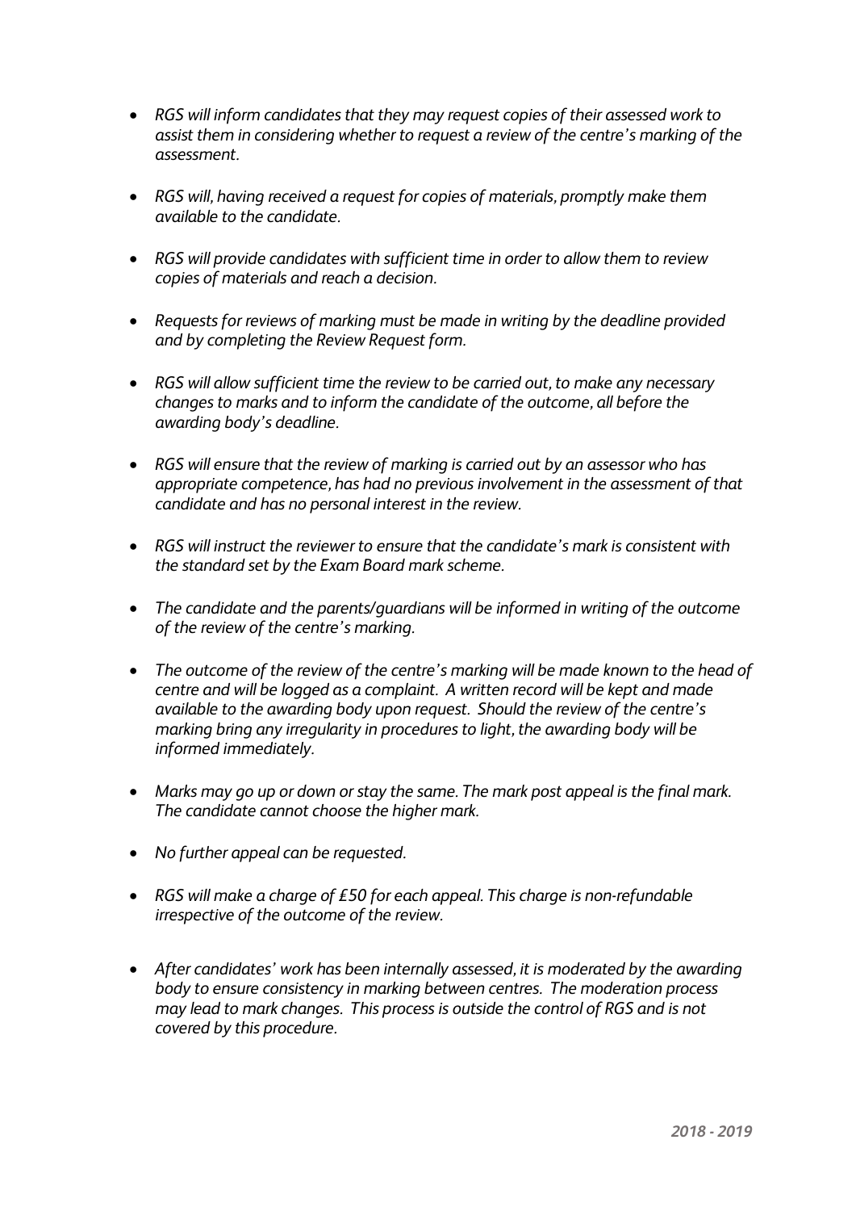- *RGS will inform candidates that they may request copies of their assessed work to assist them in considering whether to request a review of the centre's marking of the assessment.*

- *RGS will, having received a request for copies of materials, promptly make them available to the candidate.*

- *RGS will provide candidates with sufficient time in order to allow them to review copies of materials and reach a decision.*

- *Requests for reviews of marking must be made in writing by the deadline provided and by completing the Review Request form.*

- *RGS will allow sufficient time the review to be carried out, to make any necessary changes to marks and to inform the candidate of the outcome, all before the awarding body's deadline.*

- *RGS will ensure that the review of marking is carried out by an assessor who has appropriate competence, has had no previous involvement in the assessment of that candidate and has no personal interest in the review.*

- *RGS will instruct the reviewer to ensure that the candidate's mark is consistent with the standard set by the Exam Board mark scheme.*

- *The candidate and the parents/guardians will be informed in writing of the outcome of the review of the centre's marking.*

- *The outcome of the review of the centre's marking will be made known to the head of centre and will be logged as a complaint. A written record will be kept and made available to the awarding body upon request. Should the review of the centre's marking bring any irregularity in procedures to light, the awarding body will be informed immediately.*

- *Marks may go up or down or stay the same. The mark post appeal is the final mark. The candidate cannot choose the higher mark.*

- *No further appeal can be requested.*

- *RGS will make a charge of £50 for each appeal. This charge is non-refundable irrespective of the outcome of the review.*

- *After candidates' work has been internally assessed, it is moderated by the awarding body to ensure consistency in marking between centres. The moderation process may lead to mark changes. This process is outside the control of RGS and is not covered by this procedure.*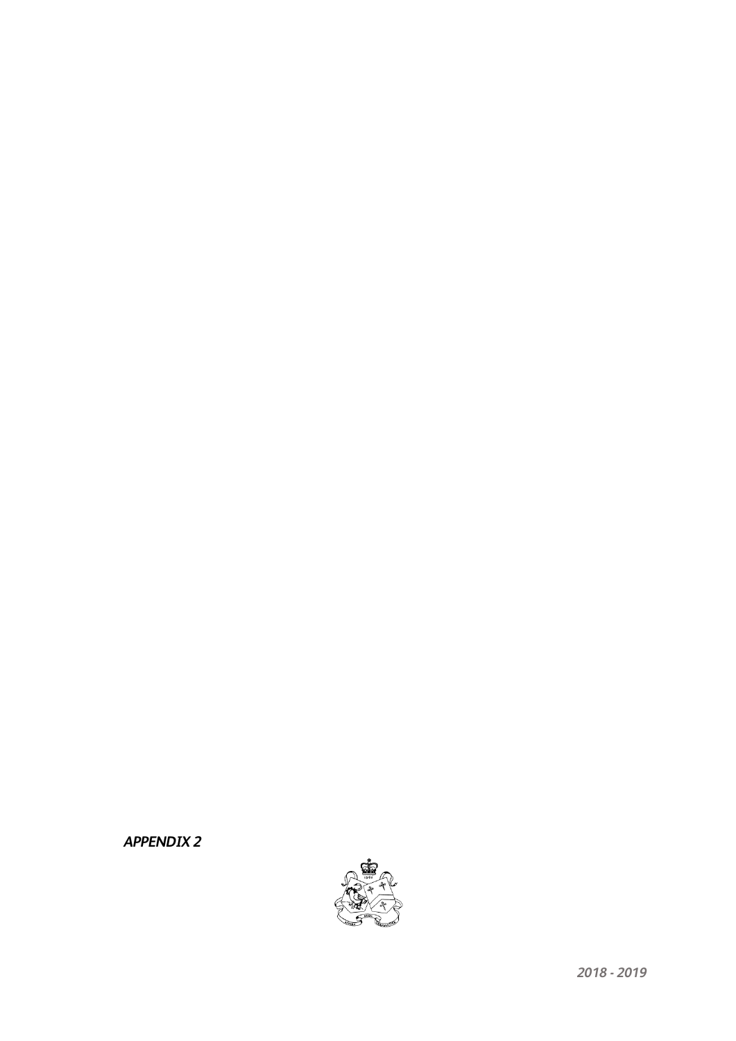***APPENDIX 2***

***2018 - 2019***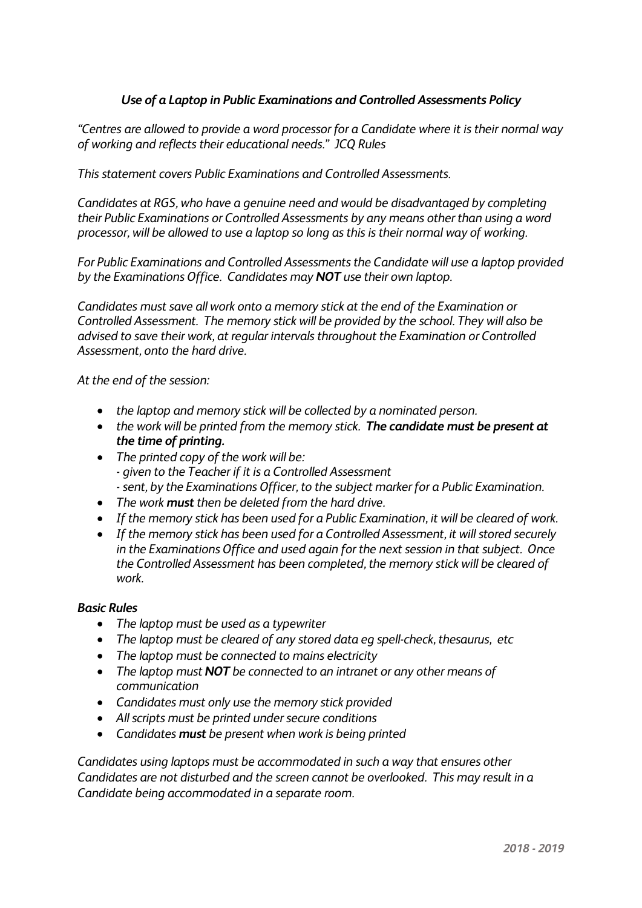## *Use of a Laptop in Public Examinations and Controlled Assessments Policy*

*"Centres are allowed to provide a word processor for a Candidate where it is their normal way of working and reflects their educational needs." JCQ Rules*

*This statement covers Public Examinations and Controlled Assessments.*

*Candidates at RGS, who have a genuine need and would be disadvantaged by completing their Public Examinations or Controlled Assessments by any means other than using a word processor, will be allowed to use a laptop so long as this is their normal way of working.*

*For Public Examinations and Controlled Assessments the Candidate will use a laptop provided by the Examinations Office. Candidates may **NOT** use their own laptop.*

*Candidates must save all work onto a memory stick at the end of the Examination or Controlled Assessment. The memory stick will be provided by the school. They will also be advised to save their work, at regular intervals throughout the Examination or Controlled Assessment, onto the hard drive.*

*At the end of the session:*

- *the laptop and memory stick will be collected by a nominated person.*
- *the work will be printed from the memory stick. **The candidate must be present at the time of printing.***
- *The printed copy of the work will be:*
  - *given to the Teacher if it is a Controlled Assessment*
  - *sent, by the Examinations Officer, to the subject marker for a Public Examination.*
- *The work **must** then be deleted from the hard drive.*
- *If the memory stick has been used for a Public Examination, it will be cleared of work.*
- *If the memory stick has been used for a Controlled Assessment, it will stored securely in the Examinations Office and used again for the next session in that subject. Once the Controlled Assessment has been completed, the memory stick will be cleared of work.*

### *Basic Rules*

- *The laptop must be used as a typewriter*
- *The laptop must be cleared of any stored data eg spell-check, thesaurus, etc*
- *The laptop must be connected to mains electricity*
- *The laptop must **NOT** be connected to an intranet or any other means of communication*
- *Candidates must only use the memory stick provided*
- *All scripts must be printed under secure conditions*
- *Candidates **must** be present when work is being printed*

*Candidates using laptops must be accommodated in such a way that ensures other Candidates are not disturbed and the screen cannot be overlooked. This may result in a Candidate being accommodated in a separate room.*

***2018 - 2019***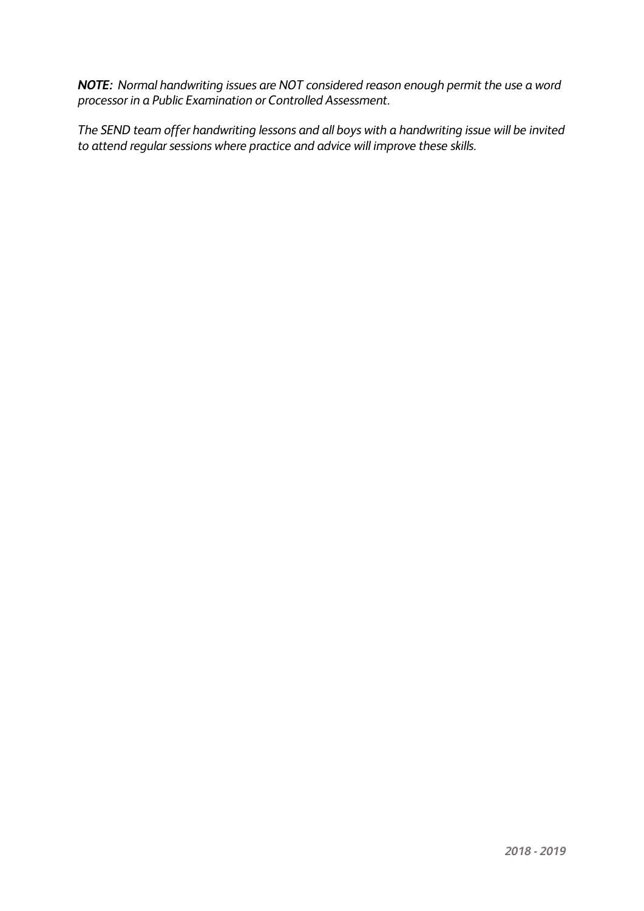***NOTE:*** *Normal handwriting issues are NOT considered reason enough permit the use a word processor in a Public Examination or Controlled Assessment.*

*The SEND team offer handwriting lessons and all boys with a handwriting issue will be invited to attend regular sessions where practice and advice will improve these skills.*